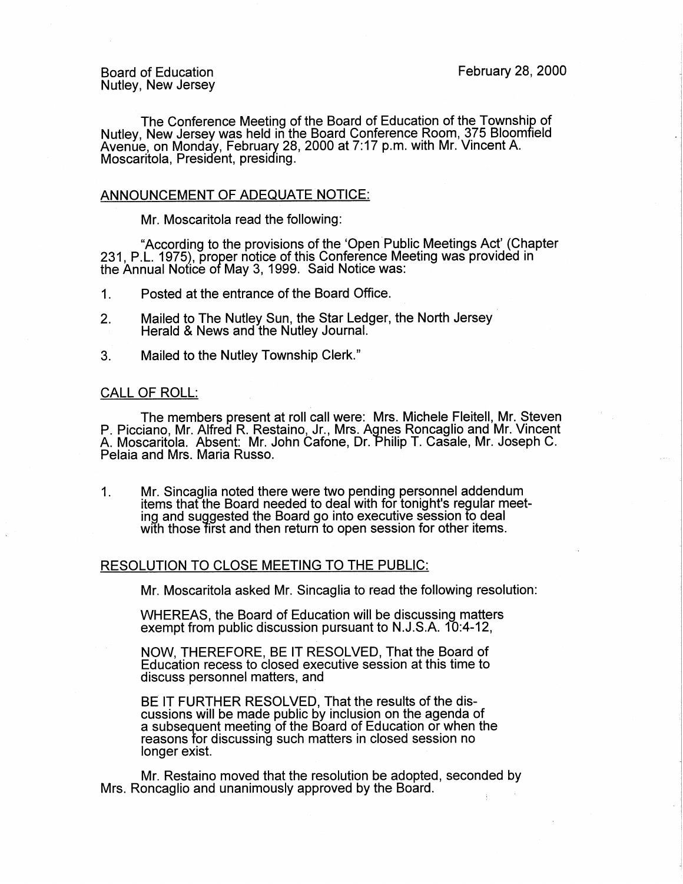Board of Education
Nutley, New Jersey

February 28, 2000

The Conference Meeting of the Board of Education of the Township of Nutley, New Jersey was held in the Board Conference Room, 375 Bloomfield Avenue, on Monday, February 28, 2000 at 7:17 p.m. with Mr. Vincent A. Moscaritola, President, presiding.

## ANNOUNCEMENT OF ADEQUATE NOTICE:

Mr. Moscaritola read the following:

"According to the provisions of the 'Open Public Meetings Act' (Chapter 231, P.L. 1975), proper notice of this Conference Meeting was provided in the Annual Notice of May 3, 1999. Said Notice was:

1. Posted at the entrance of the Board Office.
2. Mailed to The Nutley Sun, the Star Ledger, the North Jersey Herald & News and the Nutley Journal.
3. Mailed to the Nutley Township Clerk."

## CALL OF ROLL:

The members present at roll call were: Mrs. Michele Fleitell, Mr. Steven P. Picciano, Mr. Alfred R. Restaino, Jr., Mrs. Agnes Roncaglio and Mr. Vincent A. Moscaritola. Absent: Mr. John Cafone, Dr. Philip T. Casale, Mr. Joseph C. Pelaia and Mrs. Maria Russo.

1. Mr. Sincaglia noted there were two pending personnel addendum items that the Board needed to deal with for tonight's regular meeting and suggested the Board go into executive session to deal with those first and then return to open session for other items.

## RESOLUTION TO CLOSE MEETING TO THE PUBLIC:

Mr. Moscaritola asked Mr. Sincaglia to read the following resolution:

WHEREAS, the Board of Education will be discussing matters exempt from public discussion pursuant to N.J.S.A. 10:4-12,

NOW, THEREFORE, BE IT RESOLVED, That the Board of Education recess to closed executive session at this time to discuss personnel matters, and

BE IT FURTHER RESOLVED, That the results of the discussions will be made public by inclusion on the agenda of a subsequent meeting of the Board of Education or when the reasons for discussing such matters in closed session no longer exist.

Mr. Restaino moved that the resolution be adopted, seconded by Mrs. Roncaglio and unanimously approved by the Board.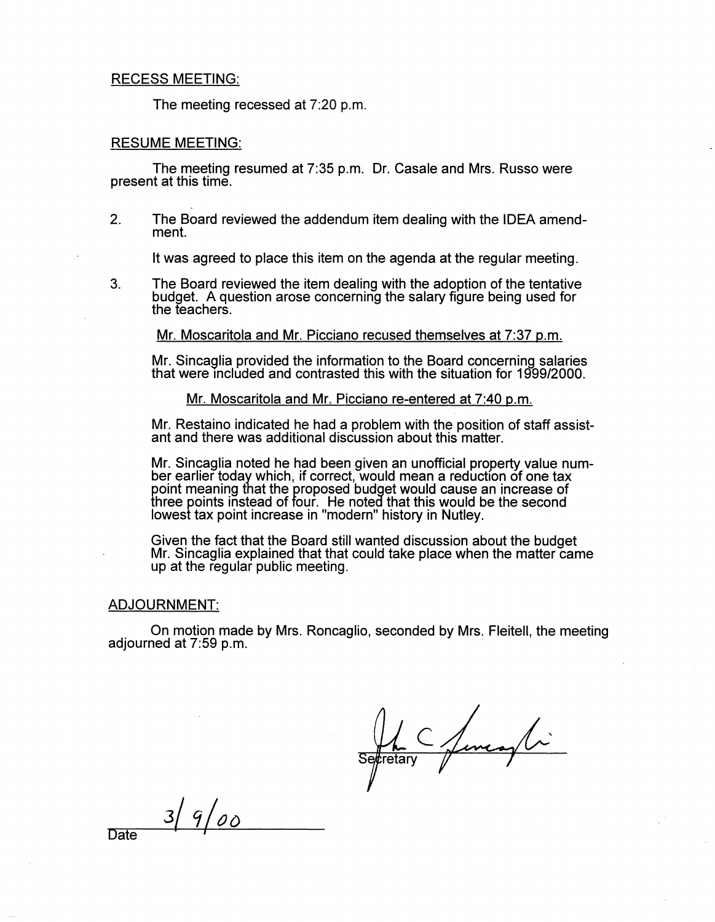RECESS MEETING:

The meeting recessed at 7:20 p.m.

RESUME MEETING:

The meeting resumed at 7:35 p.m. Dr. Casale and Mrs. Russo were present at this time.

2. The Board reviewed the addendum item dealing with the IDEA amendment.

   It was agreed to place this item on the agenda at the regular meeting.

3. The Board reviewed the item dealing with the adoption of the tentative budget. A question arose concerning the salary figure being used for the teachers.

   Mr. Moscaritola and Mr. Picciano recused themselves at 7:37 p.m.

   Mr. Sincaglia provided the information to the Board concerning salaries that were included and contrasted this with the situation for 1999/2000.

   Mr. Moscaritola and Mr. Picciano re-entered at 7:40 p.m.

   Mr. Restaino indicated he had a problem with the position of staff assistant and there was additional discussion about this matter.

   Mr. Sincaglia noted he had been given an unofficial property value number earlier today which, if correct, would mean a reduction of one tax point meaning that the proposed budget would cause an increase of three points instead of four. He noted that this would be the second lowest tax point increase in "modern" history in Nutley.

   Given the fact that the Board still wanted discussion about the budget Mr. Sincaglia explained that that could take place when the matter came up at the regular public meeting.

ADJOURNMENT:

On motion made by Mrs. Roncaglio, seconded by Mrs. Fleitell, the meeting adjourned at 7:59 p.m.

Secretary

Date 3/9/00